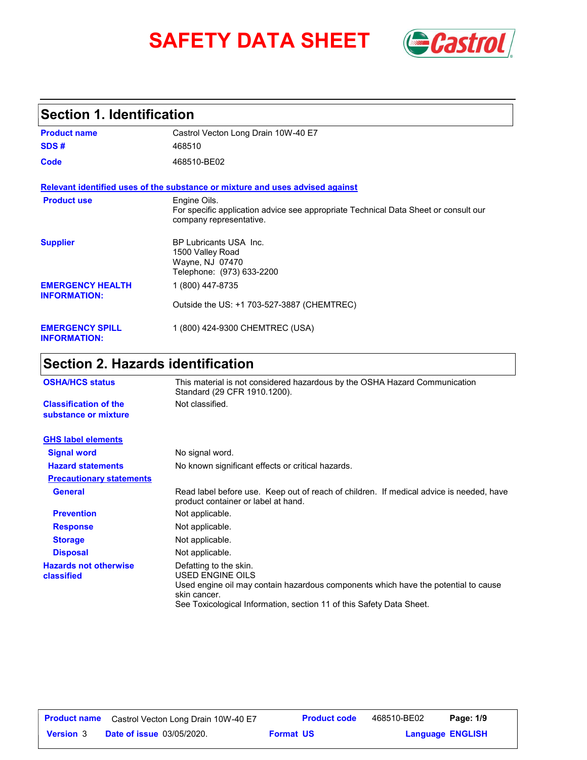# SAFETY DATA SHEET

## Section 1. Identification

| | |
|---|---|
| **Product name** | Castrol Vecton Long Drain 10W-40 E7 |
| **SDS #** | 468510 |
| **Code** | 468510-BE02 |

**Relevant identified uses of the substance or mixture and uses advised against**

| | |
|---|---|
| **Product use** | Engine Oils.<br>For specific application advice see appropriate Technical Data Sheet or consult our company representative. |
| **Supplier** | BP Lubricants USA Inc.<br>1500 Valley Road<br>Wayne, NJ 07470<br>Telephone: (973) 633-2200 |
| **EMERGENCY HEALTH INFORMATION:** | 1 (800) 447-8735<br><br>Outside the US: +1 703-527-3887 (CHEMTREC) |
| **EMERGENCY SPILL INFORMATION:** | 1 (800) 424-9300 CHEMTREC (USA) |

## Section 2. Hazards identification

| | |
|---|---|
| **OSHA/HCS status** | This material is not considered hazardous by the OSHA Hazard Communication Standard (29 CFR 1910.1200). |
| **Classification of the substance or mixture** | Not classified. |

**GHS label elements**

| | |
|---|---|
| **Signal word** | No signal word. |
| **Hazard statements** | No known significant effects or critical hazards. |

**Precautionary statements**

| | |
|---|---|
| **General** | Read label before use. Keep out of reach of children. If medical advice is needed, have product container or label at hand. |
| **Prevention** | Not applicable. |
| **Response** | Not applicable. |
| **Storage** | Not applicable. |
| **Disposal** | Not applicable. |
| **Hazards not otherwise classified** | Defatting to the skin.<br>USED ENGINE OILS<br>Used engine oil may contain hazardous components which have the potential to cause skin cancer.<br>See Toxicological Information, section 11 of this Safety Data Sheet. |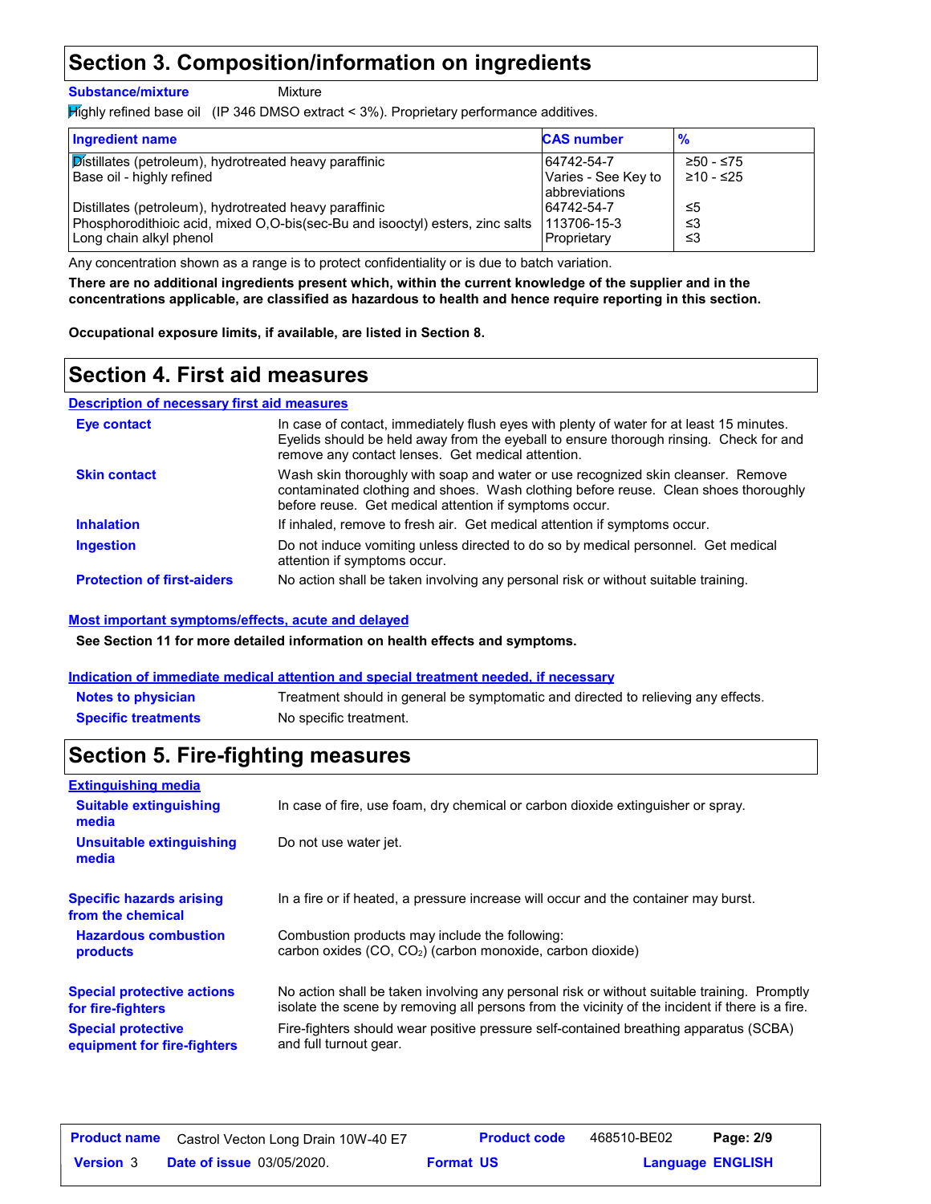## Section 3. Composition/information on ingredients

**Substance/mixture** Mixture

Highly refined base oil (IP 346 DMSO extract < 3%). Proprietary performance additives.

| Ingredient name | CAS number | % |
|---|---|---|
| Distillates (petroleum), hydrotreated heavy paraffinic | 64742-54-7 | ≥50 - ≤75 |
| Base oil - highly refined | Varies - See Key to abbreviations | ≥10 - ≤25 |
| Distillates (petroleum), hydrotreated heavy paraffinic | 64742-54-7 | ≤5 |
| Phosphorodithioic acid, mixed O,O-bis(sec-Bu and isooctyl) esters, zinc salts | 113706-15-3 | ≤3 |
| Long chain alkyl phenol | Proprietary | ≤3 |

Any concentration shown as a range is to protect confidentiality or is due to batch variation.

**There are no additional ingredients present which, within the current knowledge of the supplier and in the concentrations applicable, are classified as hazardous to health and hence require reporting in this section.**

**Occupational exposure limits, if available, are listed in Section 8.**

## Section 4. First aid measures

### Description of necessary first aid measures

**Eye contact**: In case of contact, immediately flush eyes with plenty of water for at least 15 minutes. Eyelids should be held away from the eyeball to ensure thorough rinsing. Check for and remove any contact lenses. Get medical attention.

**Skin contact**: Wash skin thoroughly with soap and water or use recognized skin cleanser. Remove contaminated clothing and shoes. Wash clothing before reuse. Clean shoes thoroughly before reuse. Get medical attention if symptoms occur.

**Inhalation**: If inhaled, remove to fresh air. Get medical attention if symptoms occur.

**Ingestion**: Do not induce vomiting unless directed to do so by medical personnel. Get medical attention if symptoms occur.

**Protection of first-aiders**: No action shall be taken involving any personal risk or without suitable training.

### Most important symptoms/effects, acute and delayed

**See Section 11 for more detailed information on health effects and symptoms.**

### Indication of immediate medical attention and special treatment needed, if necessary

**Notes to physician**: Treatment should in general be symptomatic and directed to relieving any effects.

**Specific treatments**: No specific treatment.

## Section 5. Fire-fighting measures

### Extinguishing media

**Suitable extinguishing media**: In case of fire, use foam, dry chemical or carbon dioxide extinguisher or spray.

**Unsuitable extinguishing media**: Do not use water jet.

**Specific hazards arising from the chemical**: In a fire or if heated, a pressure increase will occur and the container may burst.

**Hazardous combustion products**: Combustion products may include the following:
carbon oxides (CO, $CO_2$) (carbon monoxide, carbon dioxide)

**Special protective actions for fire-fighters**: No action shall be taken involving any personal risk or without suitable training. Promptly isolate the scene by removing all persons from the vicinity of the incident if there is a fire.

**Special protective equipment for fire-fighters**: Fire-fighters should wear positive pressure self-contained breathing apparatus (SCBA) and full turnout gear.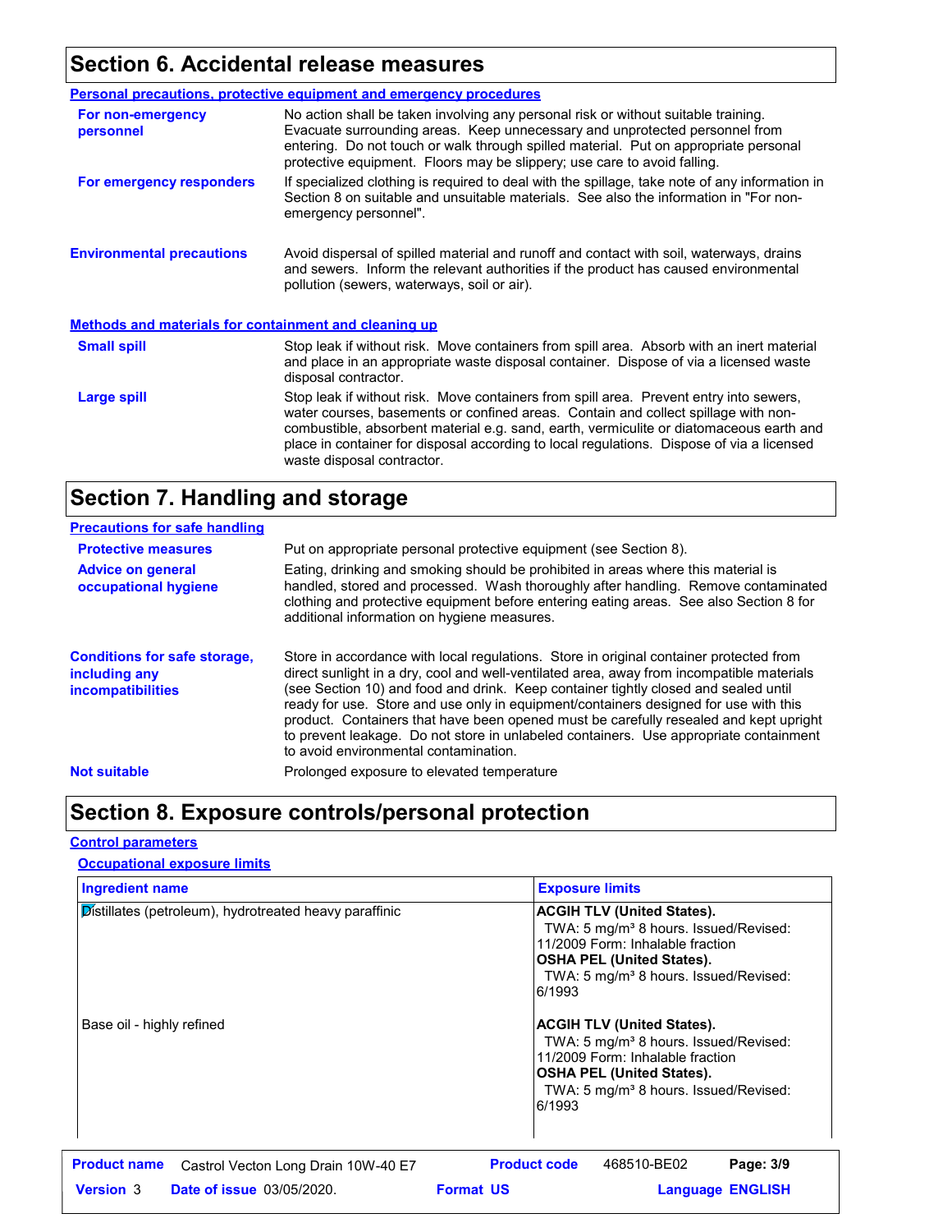## Section 6. Accidental release measures

### Personal precautions, protective equipment and emergency procedures

**For non-emergency personnel**

No action shall be taken involving any personal risk or without suitable training. Evacuate surrounding areas. Keep unnecessary and unprotected personnel from entering. Do not touch or walk through spilled material. Put on appropriate personal protective equipment. Floors may be slippery; use care to avoid falling.

**For emergency responders**

If specialized clothing is required to deal with the spillage, take note of any information in Section 8 on suitable and unsuitable materials. See also the information in "For non-emergency personnel".

**Environmental precautions**

Avoid dispersal of spilled material and runoff and contact with soil, waterways, drains and sewers. Inform the relevant authorities if the product has caused environmental pollution (sewers, waterways, soil or air).

### Methods and materials for containment and cleaning up

**Small spill**

Stop leak if without risk. Move containers from spill area. Absorb with an inert material and place in an appropriate waste disposal container. Dispose of via a licensed waste disposal contractor.

**Large spill**

Stop leak if without risk. Move containers from spill area. Prevent entry into sewers, water courses, basements or confined areas. Contain and collect spillage with non-combustible, absorbent material e.g. sand, earth, vermiculite or diatomaceous earth and place in container for disposal according to local regulations. Dispose of via a licensed waste disposal contractor.

## Section 7. Handling and storage

### Precautions for safe handling

**Protective measures**

Put on appropriate personal protective equipment (see Section 8).

**Advice on general occupational hygiene**

Eating, drinking and smoking should be prohibited in areas where this material is handled, stored and processed. Wash thoroughly after handling. Remove contaminated clothing and protective equipment before entering eating areas. See also Section 8 for additional information on hygiene measures.

**Conditions for safe storage, including any incompatibilities**

Store in accordance with local regulations. Store in original container protected from direct sunlight in a dry, cool and well-ventilated area, away from incompatible materials (see Section 10) and food and drink. Keep container tightly closed and sealed until ready for use. Store and use only in equipment/containers designed for use with this product. Containers that have been opened must be carefully resealed and kept upright to prevent leakage. Do not store in unlabeled containers. Use appropriate containment to avoid environmental contamination.

**Not suitable**

Prolonged exposure to elevated temperature

## Section 8. Exposure controls/personal protection

### Control parameters

#### Occupational exposure limits

| Ingredient name | Exposure limits |
|---|---|
| Distillates (petroleum), hydrotreated heavy paraffinic | **ACGIH TLV (United States).**<br>TWA: 5 mg/m³ 8 hours. Issued/Revised: 11/2009 Form: Inhalable fraction<br>**OSHA PEL (United States).**<br>TWA: 5 mg/m³ 8 hours. Issued/Revised: 6/1993 |
| Base oil - highly refined | **ACGIH TLV (United States).**<br>TWA: 5 mg/m³ 8 hours. Issued/Revised: 11/2009 Form: Inhalable fraction<br>**OSHA PEL (United States).**<br>TWA: 5 mg/m³ 8 hours. Issued/Revised: 6/1993 |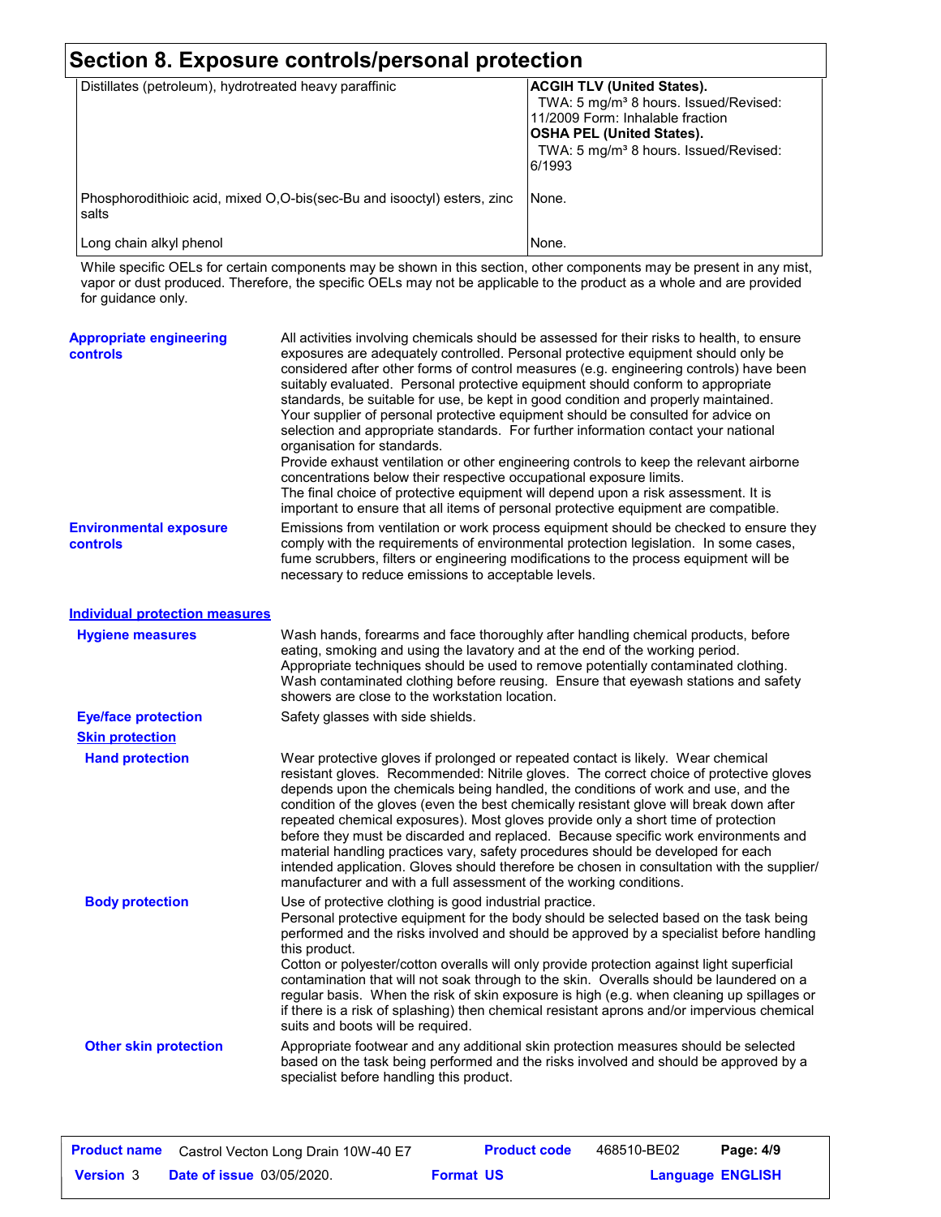## Section 8. Exposure controls/personal protection

| | |
|---|---|
| Distillates (petroleum), hydrotreated heavy paraffinic | **ACGIH TLV (United States).**<br>TWA: 5 mg/m³ 8 hours. Issued/Revised: 11/2009 Form: Inhalable fraction<br>**OSHA PEL (United States).**<br>TWA: 5 mg/m³ 8 hours. Issued/Revised: 6/1993 |
| Phosphorodithioic acid, mixed O,O-bis(sec-Bu and isooctyl) esters, zinc salts | None. |
| Long chain alkyl phenol | None. |

While specific OELs for certain components may be shown in this section, other components may be present in any mist, vapor or dust produced. Therefore, the specific OELs may not be applicable to the product as a whole and are provided for guidance only.

**Appropriate engineering controls**

All activities involving chemicals should be assessed for their risks to health, to ensure exposures are adequately controlled. Personal protective equipment should only be considered after other forms of control measures (e.g. engineering controls) have been suitably evaluated. Personal protective equipment should conform to appropriate standards, be suitable for use, be kept in good condition and properly maintained. Your supplier of personal protective equipment should be consulted for advice on selection and appropriate standards. For further information contact your national organisation for standards.
Provide exhaust ventilation or other engineering controls to keep the relevant airborne concentrations below their respective occupational exposure limits.
The final choice of protective equipment will depend upon a risk assessment. It is important to ensure that all items of personal protective equipment are compatible.

**Environmental exposure controls**

Emissions from ventilation or work process equipment should be checked to ensure they comply with the requirements of environmental protection legislation. In some cases, fume scrubbers, filters or engineering modifications to the process equipment will be necessary to reduce emissions to acceptable levels.

### Individual protection measures

**Hygiene measures**

Wash hands, forearms and face thoroughly after handling chemical products, before eating, smoking and using the lavatory and at the end of the working period. Appropriate techniques should be used to remove potentially contaminated clothing. Wash contaminated clothing before reusing. Ensure that eyewash stations and safety showers are close to the workstation location.

**Eye/face protection**

Safety glasses with side shields.

**Skin protection**

**Hand protection**

Wear protective gloves if prolonged or repeated contact is likely. Wear chemical resistant gloves. Recommended: Nitrile gloves. The correct choice of protective gloves depends upon the chemicals being handled, the conditions of work and use, and the condition of the gloves (even the best chemically resistant glove will break down after repeated chemical exposures). Most gloves provide only a short time of protection before they must be discarded and replaced. Because specific work environments and material handling practices vary, safety procedures should be developed for each intended application. Gloves should therefore be chosen in consultation with the supplier/manufacturer and with a full assessment of the working conditions.

**Body protection**

Use of protective clothing is good industrial practice.
Personal protective equipment for the body should be selected based on the task being performed and the risks involved and should be approved by a specialist before handling this product.
Cotton or polyester/cotton overalls will only provide protection against light superficial contamination that will not soak through to the skin. Overalls should be laundered on a regular basis. When the risk of skin exposure is high (e.g. when cleaning up spillages or if there is a risk of splashing) then chemical resistant aprons and/or impervious chemical suits and boots will be required.

**Other skin protection**

Appropriate footwear and any additional skin protection measures should be selected based on the task being performed and the risks involved and should be approved by a specialist before handling this product.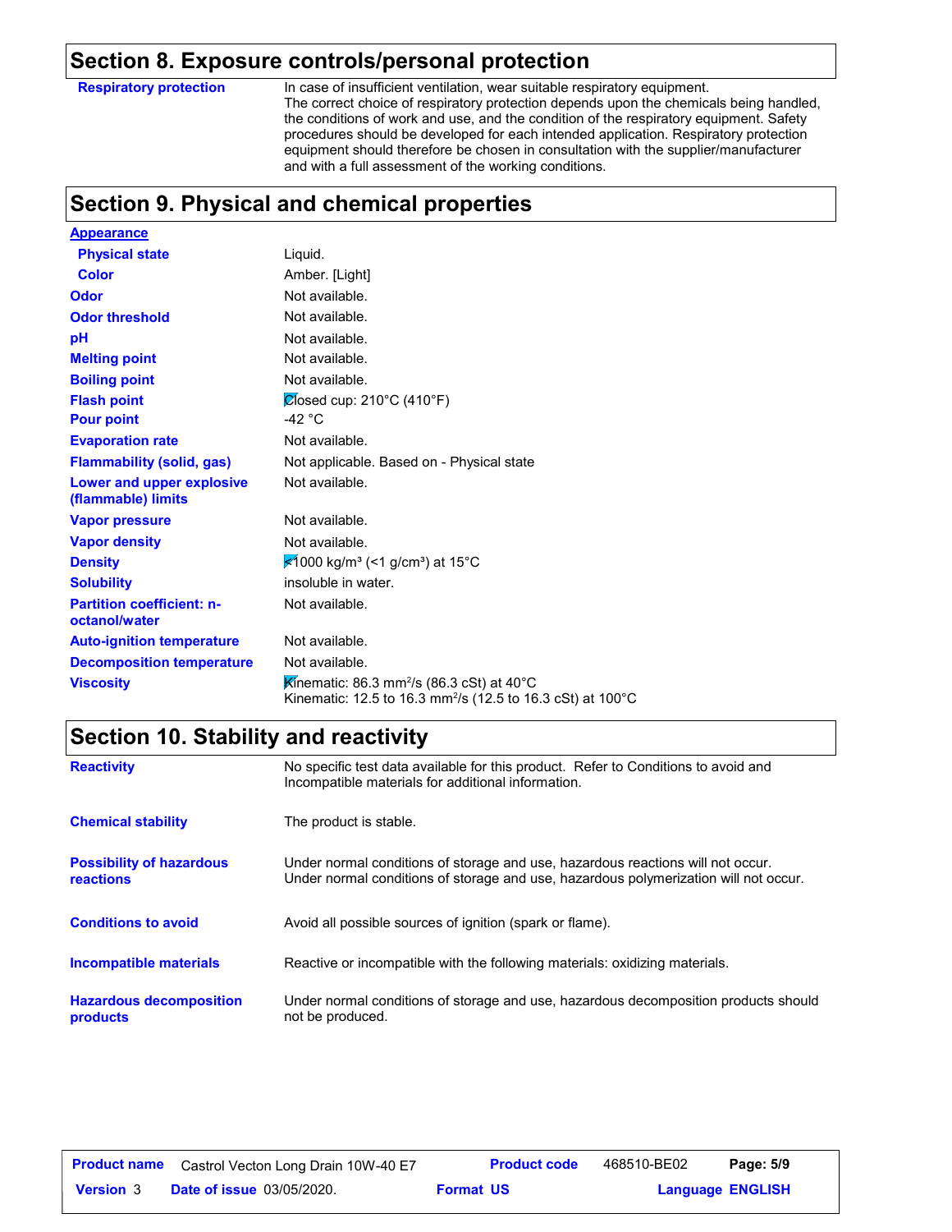## Section 8. Exposure controls/personal protection

| | |
|---|---|
| **Respiratory protection** | In case of insufficient ventilation, wear suitable respiratory equipment. The correct choice of respiratory protection depends upon the chemicals being handled, the conditions of work and use, and the condition of the respiratory equipment. Safety procedures should be developed for each intended application. Respiratory protection equipment should therefore be chosen in consultation with the supplier/manufacturer and with a full assessment of the working conditions. |

## Section 9. Physical and chemical properties

| | |
|---|---|
| **Appearance** | |
| **Physical state** | Liquid. |
| **Color** | Amber. [Light] |
| **Odor** | Not available. |
| **Odor threshold** | Not available. |
| **pH** | Not available. |
| **Melting point** | Not available. |
| **Boiling point** | Not available. |
| **Flash point** | Closed cup: 210°C (410°F) |
| **Pour point** | -42 °C |
| **Evaporation rate** | Not available. |
| **Flammability (solid, gas)** | Not applicable. Based on - Physical state |
| **Lower and upper explosive (flammable) limits** | Not available. |
| **Vapor pressure** | Not available. |
| **Vapor density** | Not available. |
| **Density** | <1000 kg/m³ (<1 g/cm³) at 15°C |
| **Solubility** | insoluble in water. |
| **Partition coefficient: n-octanol/water** | Not available. |
| **Auto-ignition temperature** | Not available. |
| **Decomposition temperature** | Not available. |
| **Viscosity** | Kinematic: 86.3 mm²/s (86.3 cSt) at 40°C<br>Kinematic: 12.5 to 16.3 mm²/s (12.5 to 16.3 cSt) at 100°C |

## Section 10. Stability and reactivity

| | |
|---|---|
| **Reactivity** | No specific test data available for this product. Refer to Conditions to avoid and Incompatible materials for additional information. |
| **Chemical stability** | The product is stable. |
| **Possibility of hazardous reactions** | Under normal conditions of storage and use, hazardous reactions will not occur.<br>Under normal conditions of storage and use, hazardous polymerization will not occur. |
| **Conditions to avoid** | Avoid all possible sources of ignition (spark or flame). |
| **Incompatible materials** | Reactive or incompatible with the following materials: oxidizing materials. |
| **Hazardous decomposition products** | Under normal conditions of storage and use, hazardous decomposition products should not be produced. |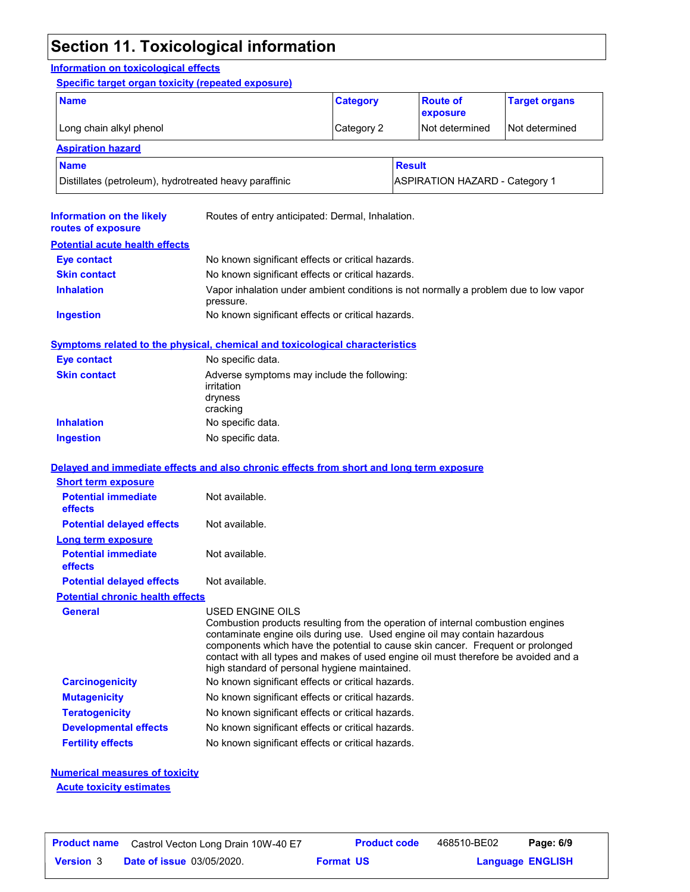# Section 11. Toxicological information

## Information on toxicological effects

### Specific target organ toxicity (repeated exposure)

| Name | Category | Route of exposure | Target organs |
|---|---|---|---|
| Long chain alkyl phenol | Category 2 | Not determined | Not determined |

### Aspiration hazard

| Name | Result |
|---|---|
| Distillates (petroleum), hydrotreated heavy paraffinic | ASPIRATION HAZARD - Category 1 |

**Information on the likely routes of exposure**: Routes of entry anticipated: Dermal, Inhalation.

### Potential acute health effects

**Eye contact**: No known significant effects or critical hazards.

**Skin contact**: No known significant effects or critical hazards.

**Inhalation**: Vapor inhalation under ambient conditions is not normally a problem due to low vapor pressure.

**Ingestion**: No known significant effects or critical hazards.

### Symptoms related to the physical, chemical and toxicological characteristics

**Eye contact**: No specific data.

**Skin contact**: Adverse symptoms may include the following:
irritation
dryness
cracking

**Inhalation**: No specific data.

**Ingestion**: No specific data.

### Delayed and immediate effects and also chronic effects from short and long term exposure

#### Short term exposure

**Potential immediate effects**: Not available.

**Potential delayed effects**: Not available.

#### Long term exposure

**Potential immediate effects**: Not available.

**Potential delayed effects**: Not available.

#### Potential chronic health effects

**General**: USED ENGINE OILS
Combustion products resulting from the operation of internal combustion engines contaminate engine oils during use. Used engine oil may contain hazardous components which have the potential to cause skin cancer. Frequent or prolonged contact with all types and makes of used engine oil must therefore be avoided and a high standard of personal hygiene maintained.

**Carcinogenicity**: No known significant effects or critical hazards.

**Mutagenicity**: No known significant effects or critical hazards.

**Teratogenicity**: No known significant effects or critical hazards.

**Developmental effects**: No known significant effects or critical hazards.

**Fertility effects**: No known significant effects or critical hazards.

### Numerical measures of toxicity

#### Acute toxicity estimates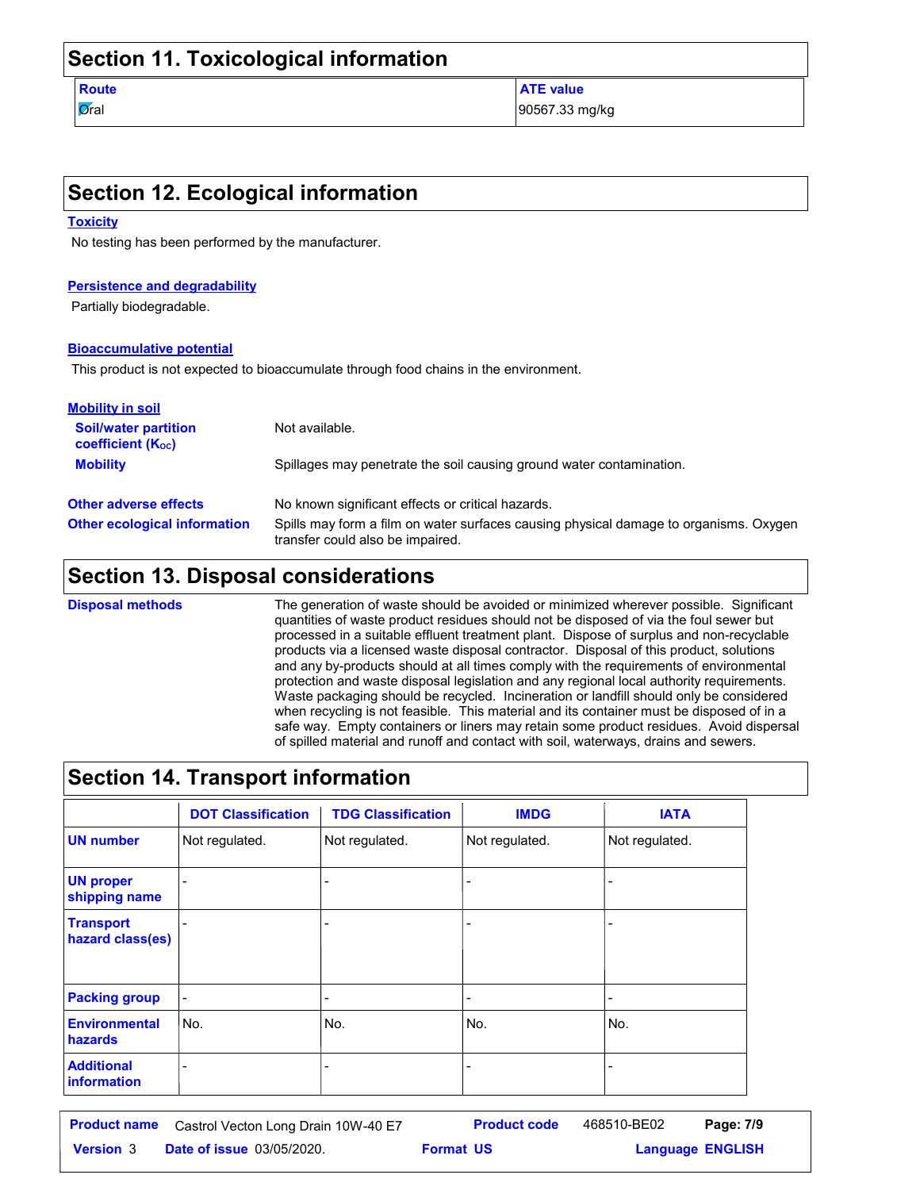## Section 11. Toxicological information

| Route | ATE value |
| --- | --- |
| Oral | 90567.33 mg/kg |

## Section 12. Ecological information

### Toxicity

No testing has been performed by the manufacturer.

### Persistence and degradability

Partially biodegradable.

### Bioaccumulative potential

This product is not expected to bioaccumulate through food chains in the environment.

### Mobility in soil

**Soil/water partition coefficient ($K_{OC}$)**: Not available.

**Mobility**: Spillages may penetrate the soil causing ground water contamination.

**Other adverse effects**: No known significant effects or critical hazards.

**Other ecological information**: Spills may form a film on water surfaces causing physical damage to organisms. Oxygen transfer could also be impaired.

## Section 13. Disposal considerations

**Disposal methods**: The generation of waste should be avoided or minimized wherever possible. Significant quantities of waste product residues should not be disposed of via the foul sewer but processed in a suitable effluent treatment plant. Dispose of surplus and non-recyclable products via a licensed waste disposal contractor. Disposal of this product, solutions and any by-products should at all times comply with the requirements of environmental protection and waste disposal legislation and any regional local authority requirements. Waste packaging should be recycled. Incineration or landfill should only be considered when recycling is not feasible. This material and its container must be disposed of in a safe way. Empty containers or liners may retain some product residues. Avoid dispersal of spilled material and runoff and contact with soil, waterways, drains and sewers.

## Section 14. Transport information

| | DOT Classification | TDG Classification | IMDG | IATA |
| --- | --- | --- | --- | --- |
| UN number | Not regulated. | Not regulated. | Not regulated. | Not regulated. |
| UN proper shipping name | - | - | - | - |
| Transport hazard class(es) | - | - | - | - |
| Packing group | - | - | - | - |
| Environmental hazards | No. | No. | No. | No. |
| Additional information | - | - | - | - |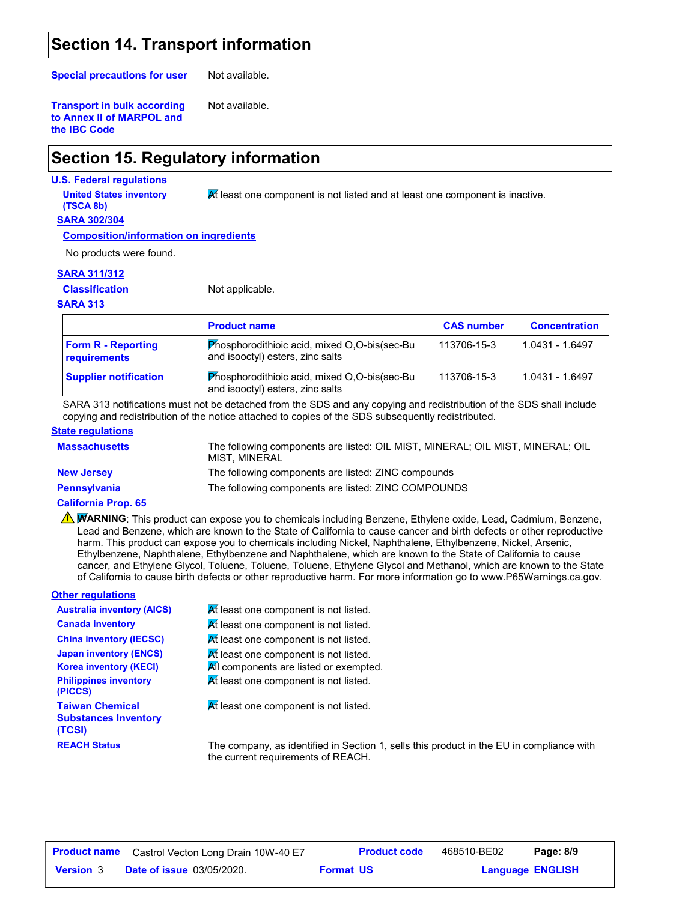## Section 14. Transport information

**Special precautions for user**: Not available.

**Transport in bulk according to Annex II of MARPOL and the IBC Code**: Not available.

## Section 15. Regulatory information

**U.S. Federal regulations**

**United States inventory (TSCA 8b)**: At least one component is not listed and at least one component is inactive.

**SARA 302/304**

**Composition/information on ingredients**

No products were found.

**SARA 311/312**

**Classification**: Not applicable.

**SARA 313**

| | Product name | CAS number | Concentration |
|---|---|---|---|
| **Form R - Reporting requirements** | Phosphorodithioic acid, mixed O,O-bis(sec-Bu and isooctyl) esters, zinc salts | 113706-15-3 | 1.0431 - 1.6497 |
| **Supplier notification** | Phosphorodithioic acid, mixed O,O-bis(sec-Bu and isooctyl) esters, zinc salts | 113706-15-3 | 1.0431 - 1.6497 |

SARA 313 notifications must not be detached from the SDS and any copying and redistribution of the SDS shall include copying and redistribution of the notice attached to copies of the SDS subsequently redistributed.

**State regulations**

**Massachusetts**: The following components are listed: OIL MIST, MINERAL; OIL MIST, MINERAL; OIL MIST, MINERAL

**New Jersey**: The following components are listed: ZINC compounds

**Pennsylvania**: The following components are listed: ZINC COMPOUNDS

**California Prop. 65**

⚠ **WARNING**: This product can expose you to chemicals including Benzene, Ethylene oxide, Lead, Cadmium, Benzene, Lead and Benzene, which are known to the State of California to cause cancer and birth defects or other reproductive harm. This product can expose you to chemicals including Nickel, Naphthalene, Ethylbenzene, Nickel, Arsenic, Ethylbenzene, Naphthalene, Ethylbenzene and Naphthalene, which are known to the State of California to cause cancer, and Ethylene Glycol, Toluene, Toluene, Toluene, Ethylene Glycol and Methanol, which are known to the State of California to cause birth defects or other reproductive harm. For more information go to www.P65Warnings.ca.gov.

**Other regulations**

**Australia inventory (AICS)**: At least one component is not listed.

**Canada inventory**: At least one component is not listed.

**China inventory (IECSC)**: At least one component is not listed.

**Japan inventory (ENCS)**: At least one component is not listed.

**Korea inventory (KECI)**: All components are listed or exempted.

**Philippines inventory (PICCS)**: At least one component is not listed.

**Taiwan Chemical Substances Inventory (TCSI)**: At least one component is not listed.

**REACH Status**: The company, as identified in Section 1, sells this product in the EU in compliance with the current requirements of REACH.

| **Product name** | Castrol Vecton Long Drain 10W-40 E7 | **Product code** | 468510-BE02 |
|---|---|---|---|
| **Version** 3 | **Date of issue** 03/05/2020. | **Format** US | **Language** ENGLISH |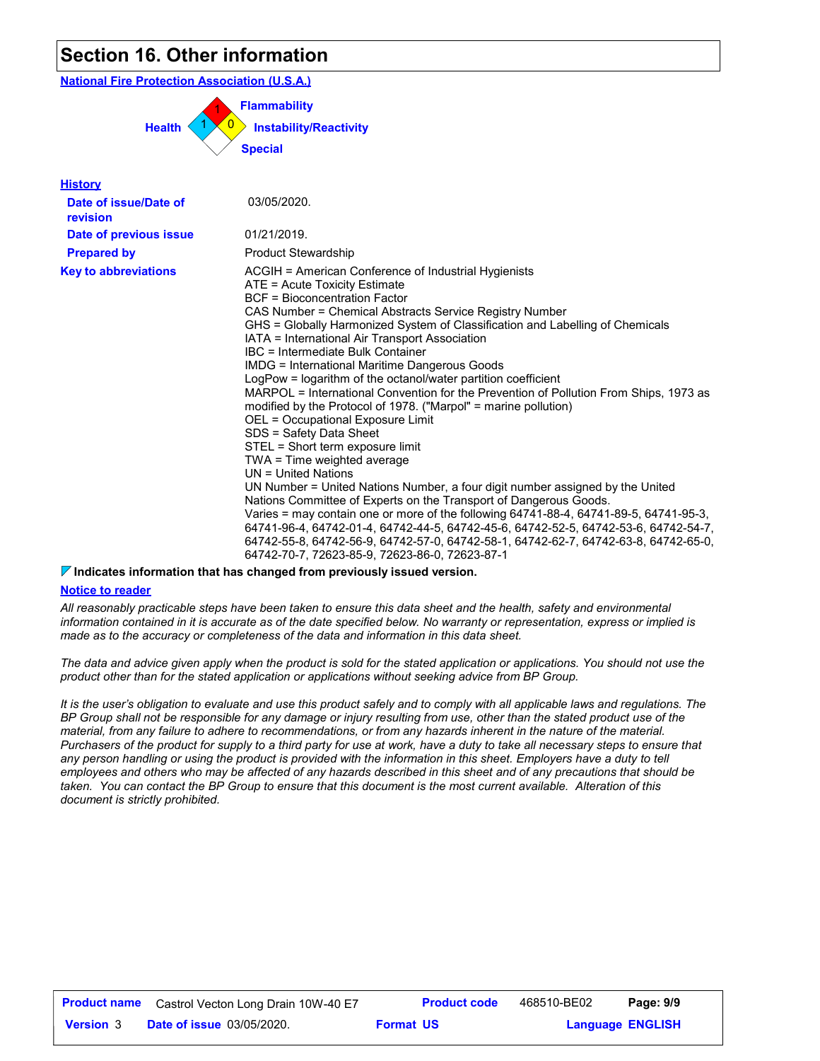# Section 16. Other information

## National Fire Protection Association (U.S.A.)

Flammability: 1
Health: 1
Instability/Reactivity: 0
Special

## History

| | |
|---|---|
| **Date of issue/Date of revision** | 03/05/2020. |
| **Date of previous issue** | 01/21/2019. |
| **Prepared by** | Product Stewardship |

**Key to abbreviations**

ACGIH = American Conference of Industrial Hygienists
ATE = Acute Toxicity Estimate
BCF = Bioconcentration Factor
CAS Number = Chemical Abstracts Service Registry Number
GHS = Globally Harmonized System of Classification and Labelling of Chemicals
IATA = International Air Transport Association
IBC = Intermediate Bulk Container
IMDG = International Maritime Dangerous Goods
LogPow = logarithm of the octanol/water partition coefficient
MARPOL = International Convention for the Prevention of Pollution From Ships, 1973 as modified by the Protocol of 1978. ("Marpol" = marine pollution)
OEL = Occupational Exposure Limit
SDS = Safety Data Sheet
STEL = Short term exposure limit
TWA = Time weighted average
UN = United Nations
UN Number = United Nations Number, a four digit number assigned by the United Nations Committee of Experts on the Transport of Dangerous Goods.
Varies = may contain one or more of the following 64741-88-4, 64741-89-5, 64741-95-3, 64741-96-4, 64742-01-4, 64742-44-5, 64742-45-6, 64742-52-5, 64742-53-6, 64742-54-7, 64742-55-8, 64742-56-9, 64742-57-0, 64742-58-1, 64742-62-7, 64742-63-8, 64742-65-0, 64742-70-7, 72623-85-9, 72623-86-0, 72623-87-1

**Indicates information that has changed from previously issued version.**

## Notice to reader

*All reasonably practicable steps have been taken to ensure this data sheet and the health, safety and environmental information contained in it is accurate as of the date specified below. No warranty or representation, express or implied is made as to the accuracy or completeness of the data and information in this data sheet.*

*The data and advice given apply when the product is sold for the stated application or applications. You should not use the product other than for the stated application or applications without seeking advice from BP Group.*

*It is the user's obligation to evaluate and use this product safely and to comply with all applicable laws and regulations. The BP Group shall not be responsible for any damage or injury resulting from use, other than the stated product use of the material, from any failure to adhere to recommendations, or from any hazards inherent in the nature of the material. Purchasers of the product for supply to a third party for use at work, have a duty to take all necessary steps to ensure that any person handling or using the product is provided with the information in this sheet. Employers have a duty to tell employees and others who may be affected of any hazards described in this sheet and of any precautions that should be taken. You can contact the BP Group to ensure that this document is the most current available. Alteration of this document is strictly prohibited.*